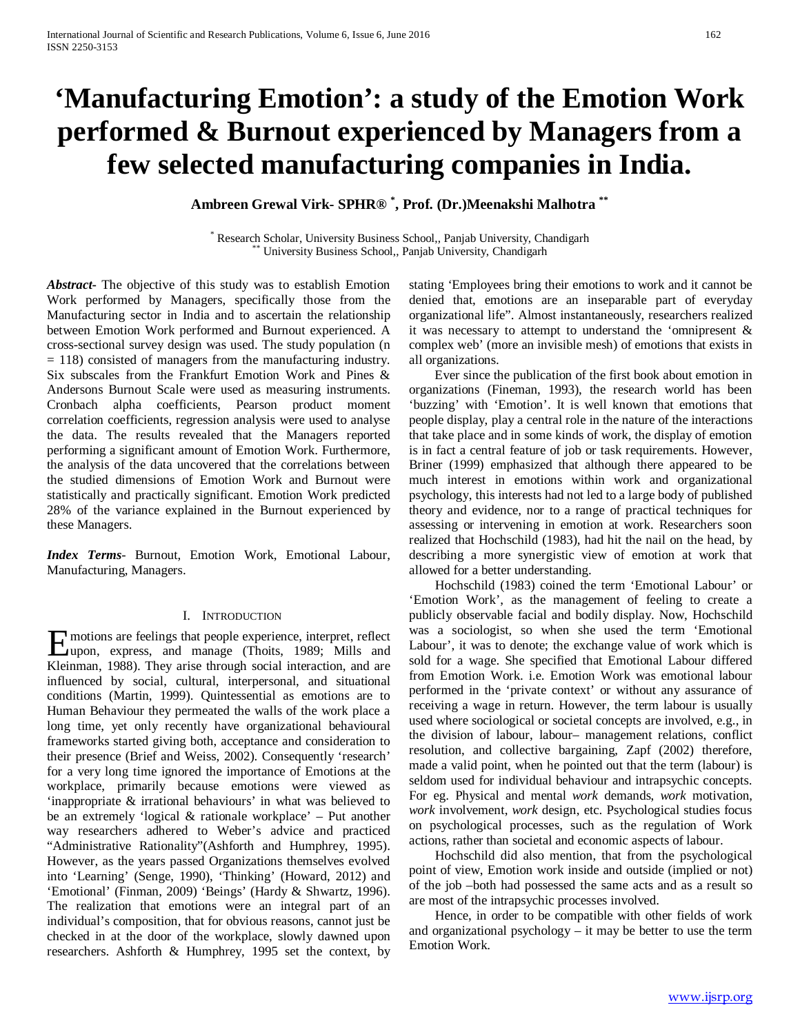# 'Manufacturing Emotion': a study of the Emotion Work performed & Burnout experienced by Managers from a few selected manufacturing companies in India.

**Ambreen Grewal Virk- SPHR® [*], Prof. (Dr.)Meenakshi Malhotra [**]**

[*] Research Scholar, University Business School,, Panjab University, Chandigarh
[**] University Business School,, Panjab University, Chandigarh

***Abstract-*** The objective of this study was to establish Emotion Work performed by Managers, specifically those from the Manufacturing sector in India and to ascertain the relationship between Emotion Work performed and Burnout experienced. A cross-sectional survey design was used. The study population (n = 118) consisted of managers from the manufacturing industry. Six subscales from the Frankfurt Emotion Work and Pines & Andersons Burnout Scale were used as measuring instruments. Cronbach alpha coefficients, Pearson product moment correlation coefficients, regression analysis were used to analyse the data. The results revealed that the Managers reported performing a significant amount of Emotion Work. Furthermore, the analysis of the data uncovered that the correlations between the studied dimensions of Emotion Work and Burnout were statistically and practically significant. Emotion Work predicted 28% of the variance explained in the Burnout experienced by these Managers.

***Index Terms-*** Burnout, Emotion Work, Emotional Labour, Manufacturing, Managers.

## I. Introduction

Emotions are feelings that people experience, interpret, reflect upon, express, and manage (Thoits, 1989; Mills and Kleinman, 1988). They arise through social interaction, and are influenced by social, cultural, interpersonal, and situational conditions (Martin, 1999). Quintessential as emotions are to Human Behaviour they permeated the walls of the work place a long time, yet only recently have organizational behavioural frameworks started giving both, acceptance and consideration to their presence (Brief and Weiss, 2002). Consequently 'research' for a very long time ignored the importance of Emotions at the workplace, primarily because emotions were viewed as 'inappropriate & irrational behaviours' in what was believed to be an extremely 'logical & rationale workplace' – Put another way researchers adhered to Weber's advice and practiced "Administrative Rationality"(Ashforth and Humphrey, 1995). However, as the years passed Organizations themselves evolved into 'Learning' (Senge, 1990), 'Thinking' (Howard, 2012) and 'Emotional' (Finman, 2009) 'Beings' (Hardy & Shwartz, 1996). The realization that emotions were an integral part of an individual's composition, that for obvious reasons, cannot just be checked in at the door of the workplace, slowly dawned upon researchers. Ashforth & Humphrey, 1995 set the context, by stating 'Employees bring their emotions to work and it cannot be denied that, emotions are an inseparable part of everyday organizational life". Almost instantaneously, researchers realized it was necessary to attempt to understand the 'omnipresent & complex web' (more an invisible mesh) of emotions that exists in all organizations.

Ever since the publication of the first book about emotion in organizations (Fineman, 1993), the research world has been 'buzzing' with 'Emotion'. It is well known that emotions that people display, play a central role in the nature of the interactions that take place and in some kinds of work, the display of emotion is in fact a central feature of job or task requirements. However, Briner (1999) emphasized that although there appeared to be much interest in emotions within work and organizational psychology, this interests had not led to a large body of published theory and evidence, nor to a range of practical techniques for assessing or intervening in emotion at work. Researchers soon realized that Hochschild (1983), had hit the nail on the head, by describing a more synergistic view of emotion at work that allowed for a better understanding.

Hochschild (1983) coined the term 'Emotional Labour' or 'Emotion Work', as the management of feeling to create a publicly observable facial and bodily display. Now, Hochschild was a sociologist, so when she used the term 'Emotional Labour', it was to denote; the exchange value of work which is sold for a wage. She specified that Emotional Labour differed from Emotion Work. i.e. Emotion Work was emotional labour performed in the 'private context' or without any assurance of receiving a wage in return. However, the term labour is usually used where sociological or societal concepts are involved, e.g., in the division of labour, labour– management relations, conflict resolution, and collective bargaining, Zapf (2002) therefore, made a valid point, when he pointed out that the term (labour) is seldom used for individual behaviour and intrapsychic concepts. For eg. Physical and mental *work* demands, *work* motivation, *work* involvement, *work* design, etc. Psychological studies focus on psychological processes, such as the regulation of Work actions, rather than societal and economic aspects of labour.

Hochschild did also mention, that from the psychological point of view, Emotion work inside and outside (implied or not) of the job –both had possessed the same acts and as a result so are most of the intrapsychic processes involved.

Hence, in order to be compatible with other fields of work and organizational psychology – it may be better to use the term Emotion Work.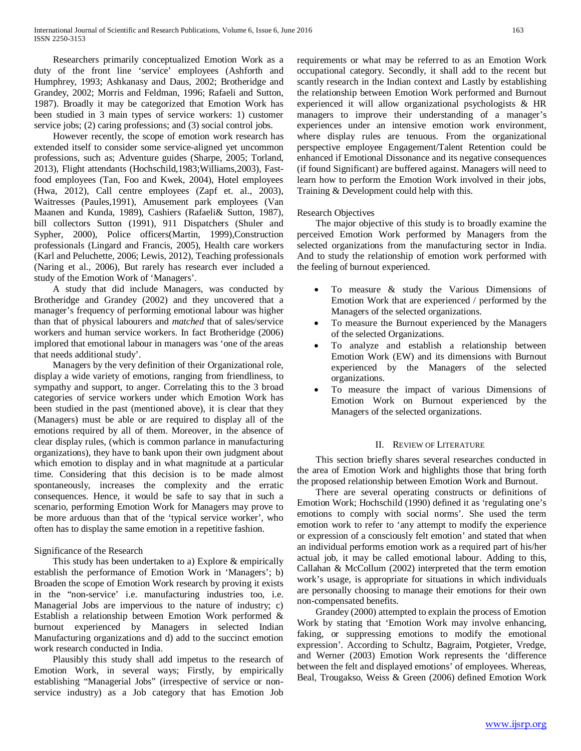Researchers primarily conceptualized Emotion Work as a duty of the front line 'service' employees (Ashforth and Humphrey, 1993; Ashkanasy and Daus, 2002; Brotheridge and Grandey, 2002; Morris and Feldman, 1996; Rafaeli and Sutton, 1987). Broadly it may be categorized that Emotion Work has been studied in 3 main types of service workers: 1) customer service jobs; (2) caring professions; and (3) social control jobs.

However recently, the scope of emotion work research has extended itself to consider some service-aligned yet uncommon professions, such as; Adventure guides (Sharpe, 2005; Torland, 2013), Flight attendants (Hochschild,1983;Williams,2003), Fast-food employees (Tan, Foo and Kwek, 2004), Hotel employees (Hwa, 2012), Call centre employees (Zapf et. al., 2003), Waitresses (Paules,1991), Amusement park employees (Van Maanen and Kunda, 1989), Cashiers (Rafaeli& Sutton, 1987), bill collectors Sutton (1991), 911 Dispatchers (Shuler and Sypher, 2000), Police officers(Martin, 1999),Construction professionals (Lingard and Francis, 2005), Health care workers (Karl and Peluchette, 2006; Lewis, 2012), Teaching professionals (Naring et al., 2006), But rarely has research ever included a study of the Emotion Work of 'Managers'.

A study that did include Managers, was conducted by Brotheridge and Grandey (2002) and they uncovered that a manager's frequency of performing emotional labour was higher than that of physical labourers and *matched* that of sales/service workers and human service workers. In fact Brotheridge (2006) implored that emotional labour in managers was 'one of the areas that needs additional study'.

Managers by the very definition of their Organizational role, display a wide variety of emotions, ranging from friendliness, to sympathy and support, to anger. Correlating this to the 3 broad categories of service workers under which Emotion Work has been studied in the past (mentioned above), it is clear that they (Managers) must be able or are required to display all of the emotions required by all of them. Moreover, in the absence of clear display rules, (which is common parlance in manufacturing organizations), they have to bank upon their own judgment about which emotion to display and in what magnitude at a particular time. Considering that this decision is to be made almost spontaneously, increases the complexity and the erratic consequences. Hence, it would be safe to say that in such a scenario, performing Emotion Work for Managers may prove to be more arduous than that of the 'typical service worker', who often has to display the same emotion in a repetitive fashion.

### Significance of the Research

This study has been undertaken to a) Explore & empirically establish the performance of Emotion Work in 'Managers'; b) Broaden the scope of Emotion Work research by proving it exists in the "non-service' i.e. manufacturing industries too, i.e. Managerial Jobs are impervious to the nature of industry; c) Establish a relationship between Emotion Work performed & burnout experienced by Managers in selected Indian Manufacturing organizations and d) add to the succinct emotion work research conducted in India.

Plausibly this study shall add impetus to the research of Emotion Work, in several ways; Firstly, by empirically establishing "Managerial Jobs" (irrespective of service or non-service industry) as a Job category that has Emotion Job requirements or what may be referred to as an Emotion Work occupational category. Secondly, it shall add to the recent but scantly research in the Indian context and Lastly by establishing the relationship between Emotion Work performed and Burnout experienced it will allow organizational psychologists & HR managers to improve their understanding of a manager's experiences under an intensive emotion work environment, where display rules are tenuous. From the organizational perspective employee Engagement/Talent Retention could be enhanced if Emotional Dissonance and its negative consequences (if found Significant) are buffered against. Managers will need to learn how to perform the Emotion Work involved in their jobs, Training & Development could help with this.

### Research Objectives

The major objective of this study is to broadly examine the perceived Emotion Work performed by Managers from the selected organizations from the manufacturing sector in India. And to study the relationship of emotion work performed with the feeling of burnout experienced.

- To measure & study the Various Dimensions of Emotion Work that are experienced / performed by the Managers of the selected organizations.
- To measure the Burnout experienced by the Managers of the selected Organizations.
- To analyze and establish a relationship between Emotion Work (EW) and its dimensions with Burnout experienced by the Managers of the selected organizations.
- To measure the impact of various Dimensions of Emotion Work on Burnout experienced by the Managers of the selected organizations.

## II. Review of Literature

This section briefly shares several researches conducted in the area of Emotion Work and highlights those that bring forth the proposed relationship between Emotion Work and Burnout.

There are several operating constructs or definitions of Emotion Work; Hochschild (1990) defined it as 'regulating one's emotions to comply with social norms'. She used the term emotion work to refer to 'any attempt to modify the experience or expression of a consciously felt emotion' and stated that when an individual performs emotion work as a required part of his/her actual job, it may be called emotional labour. Adding to this, Callahan & McCollum (2002) interpreted that the term emotion work's usage, is appropriate for situations in which individuals are personally choosing to manage their emotions for their own non-compensated benefits.

Grandey (2000) attempted to explain the process of Emotion Work by stating that 'Emotion Work may involve enhancing, faking, or suppressing emotions to modify the emotional expression'. According to Schultz, Bagraim, Potgieter, Vredge, and Werner (2003) Emotion Work represents the 'difference between the felt and displayed emotions' of employees. Whereas, Beal, Trougakso, Weiss & Green (2006) defined Emotion Work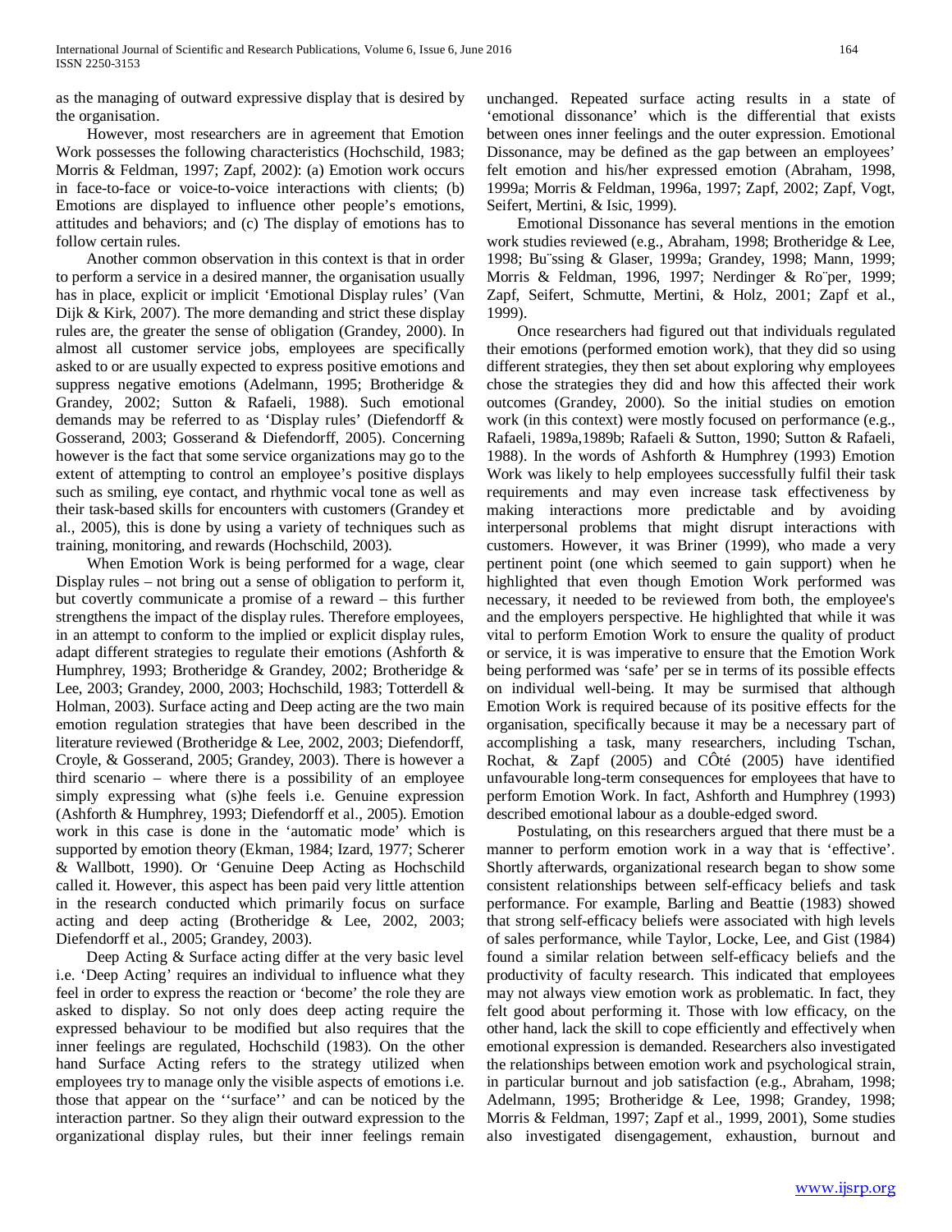as the managing of outward expressive display that is desired by the organisation.

However, most researchers are in agreement that Emotion Work possesses the following characteristics (Hochschild, 1983; Morris & Feldman, 1997; Zapf, 2002): (a) Emotion work occurs in face-to-face or voice-to-voice interactions with clients; (b) Emotions are displayed to influence other people's emotions, attitudes and behaviors; and (c) The display of emotions has to follow certain rules.

Another common observation in this context is that in order to perform a service in a desired manner, the organisation usually has in place, explicit or implicit 'Emotional Display rules' (Van Dijk & Kirk, 2007). The more demanding and strict these display rules are, the greater the sense of obligation (Grandey, 2000). In almost all customer service jobs, employees are specifically asked to or are usually expected to express positive emotions and suppress negative emotions (Adelmann, 1995; Brotheridge & Grandey, 2002; Sutton & Rafaeli, 1988). Such emotional demands may be referred to as 'Display rules' (Diefendorff & Gosserand, 2003; Gosserand & Diefendorff, 2005). Concerning however is the fact that some service organizations may go to the extent of attempting to control an employee's positive displays such as smiling, eye contact, and rhythmic vocal tone as well as their task-based skills for encounters with customers (Grandey et al., 2005), this is done by using a variety of techniques such as training, monitoring, and rewards (Hochschild, 2003).

When Emotion Work is being performed for a wage, clear Display rules – not bring out a sense of obligation to perform it, but covertly communicate a promise of a reward – this further strengthens the impact of the display rules. Therefore employees, in an attempt to conform to the implied or explicit display rules, adapt different strategies to regulate their emotions (Ashforth & Humphrey, 1993; Brotheridge & Grandey, 2002; Brotheridge & Lee, 2003; Grandey, 2000, 2003; Hochschild, 1983; Totterdell & Holman, 2003). Surface acting and Deep acting are the two main emotion regulation strategies that have been described in the literature reviewed (Brotheridge & Lee, 2002, 2003; Diefendorff, Croyle, & Gosserand, 2005; Grandey, 2003). There is however a third scenario – where there is a possibility of an employee simply expressing what (s)he feels i.e. Genuine expression (Ashforth & Humphrey, 1993; Diefendorff et al., 2005). Emotion work in this case is done in the 'automatic mode' which is supported by emotion theory (Ekman, 1984; Izard, 1977; Scherer & Wallbott, 1990). Or 'Genuine Deep Acting as Hochschild called it. However, this aspect has been paid very little attention in the research conducted which primarily focus on surface acting and deep acting (Brotheridge & Lee, 2002, 2003; Diefendorff et al., 2005; Grandey, 2003).

Deep Acting & Surface acting differ at the very basic level i.e. 'Deep Acting' requires an individual to influence what they feel in order to express the reaction or 'become' the role they are asked to display. So not only does deep acting require the expressed behaviour to be modified but also requires that the inner feelings are regulated, Hochschild (1983). On the other hand Surface Acting refers to the strategy utilized when employees try to manage only the visible aspects of emotions i.e. those that appear on the ''surface'' and can be noticed by the interaction partner. So they align their outward expression to the organizational display rules, but their inner feelings remain unchanged. Repeated surface acting results in a state of 'emotional dissonance' which is the differential that exists between ones inner feelings and the outer expression. Emotional Dissonance, may be defined as the gap between an employees' felt emotion and his/her expressed emotion (Abraham, 1998, 1999a; Morris & Feldman, 1996a, 1997; Zapf, 2002; Zapf, Vogt, Seifert, Mertini, & Isic, 1999).

Emotional Dissonance has several mentions in the emotion work studies reviewed (e.g., Abraham, 1998; Brotheridge & Lee, 1998; Büssing & Glaser, 1999a; Grandey, 1998; Mann, 1999; Morris & Feldman, 1996, 1997; Nerdinger & Röper, 1999; Zapf, Seifert, Schmutte, Mertini, & Holz, 2001; Zapf et al., 1999).

Once researchers had figured out that individuals regulated their emotions (performed emotion work), that they did so using different strategies, they then set about exploring why employees chose the strategies they did and how this affected their work outcomes (Grandey, 2000). So the initial studies on emotion work (in this context) were mostly focused on performance (e.g., Rafaeli, 1989a,1989b; Rafaeli & Sutton, 1990; Sutton & Rafaeli, 1988). In the words of Ashforth & Humphrey (1993) Emotion Work was likely to help employees successfully fulfil their task requirements and may even increase task effectiveness by making interactions more predictable and by avoiding interpersonal problems that might disrupt interactions with customers. However, it was Briner (1999), who made a very pertinent point (one which seemed to gain support) when he highlighted that even though Emotion Work performed was necessary, it needed to be reviewed from both, the employee's and the employers perspective. He highlighted that while it was vital to perform Emotion Work to ensure the quality of product or service, it is was imperative to ensure that the Emotion Work being performed was 'safe' per se in terms of its possible effects on individual well-being. It may be surmised that although Emotion Work is required because of its positive effects for the organisation, specifically because it may be a necessary part of accomplishing a task, many researchers, including Tschan, Rochat, & Zapf (2005) and CÔté (2005) have identified unfavourable long-term consequences for employees that have to perform Emotion Work. In fact, Ashforth and Humphrey (1993) described emotional labour as a double-edged sword.

Postulating, on this researchers argued that there must be a manner to perform emotion work in a way that is 'effective'. Shortly afterwards, organizational research began to show some consistent relationships between self-efficacy beliefs and task performance. For example, Barling and Beattie (1983) showed that strong self-efficacy beliefs were associated with high levels of sales performance, while Taylor, Locke, Lee, and Gist (1984) found a similar relation between self-efficacy beliefs and the productivity of faculty research. This indicated that employees may not always view emotion work as problematic. In fact, they felt good about performing it. Those with low efficacy, on the other hand, lack the skill to cope efficiently and effectively when emotional expression is demanded. Researchers also investigated the relationships between emotion work and psychological strain, in particular burnout and job satisfaction (e.g., Abraham, 1998; Adelmann, 1995; Brotheridge & Lee, 1998; Grandey, 1998; Morris & Feldman, 1997; Zapf et al., 1999, 2001), Some studies also investigated disengagement, exhaustion, burnout and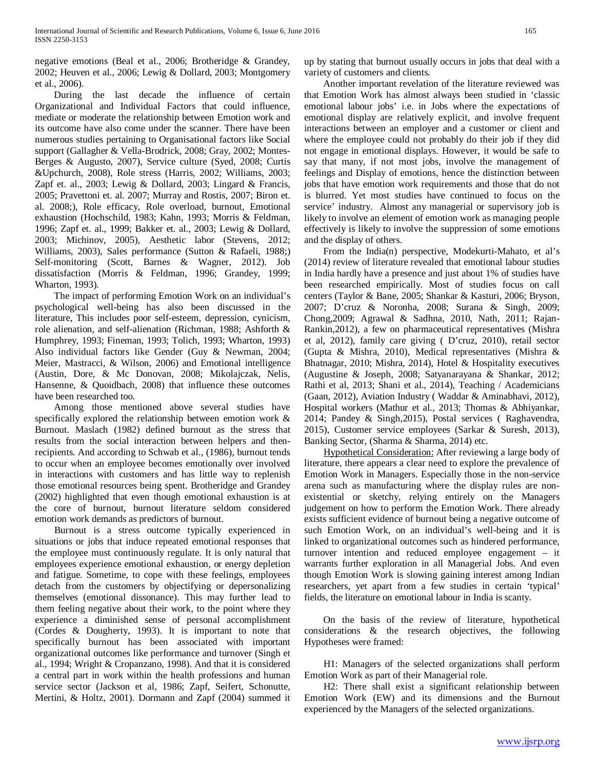negative emotions (Beal et al., 2006; Brotheridge & Grandey, 2002; Heuven et al., 2006; Lewig & Dollard, 2003; Montgomery et al., 2006).

During the last decade the influence of certain Organizational and Individual Factors that could influence, mediate or moderate the relationship between Emotion work and its outcome have also come under the scanner. There have been numerous studies pertaining to Organisational factors like Social support (Gallagher & Vella-Brodrick, 2008; Gray, 2002; Montes-Berges & Augusto, 2007), Service culture (Syed, 2008; Curtis &Upchurch, 2008), Role stress (Harris, 2002; Williams, 2003; Zapf et. al., 2003; Lewig & Dollard, 2003; Lingard & Francis, 2005; Pravettoni et. al. 2007; Murray and Rostis, 2007; Biron et. al. 2008;), Role efficacy, Role overload, burnout, Emotional exhaustion (Hochschild, 1983; Kahn, 1993; Morris & Feldman, 1996; Zapf et. al., 1999; Bakker et. al., 2003; Lewig & Dollard, 2003; Michinov, 2005), Aesthetic labor (Stevens, 2012; Williams, 2003), Sales performance (Sutton & Rafaeli, 1988;) Self-monitoring (Scott, Barnes & Wagner, 2012). Job dissatisfaction (Morris & Feldman, 1996; Grandey, 1999; Wharton, 1993).

The impact of performing Emotion Work on an individual's psychological well-being has also been discussed in the literature, This includes poor self-esteem, depression, cynicism, role alienation, and self-alienation (Richman, 1988; Ashforth & Humphrey, 1993; Fineman, 1993; Tolich, 1993; Wharton, 1993) Also individual factors like Gender (Guy & Newman, 2004; Meier, Mastracci, & Wilson, 2006) and Emotional intelligence (Austin, Dore, & Mc Donovan, 2008; Mikolajczak, Nelis, Hansenne, & Quoidbach, 2008) that influence these outcomes have been researched too.

Among those mentioned above several studies have specifically explored the relationship between emotion work & Burnout. Maslach (1982) defined burnout as the stress that results from the social interaction between helpers and then-recipients. And according to Schwab et al., (1986), burnout tends to occur when an employee becomes emotionally over involved in interactions with customers and has little way to replenish those emotional resources being spent. Brotheridge and Grandey (2002) highlighted that even though emotional exhaustion is at the core of burnout, burnout literature seldom considered emotion work demands as predictors of burnout.

Burnout is a stress outcome typically experienced in situations or jobs that induce repeated emotional responses that the employee must continuously regulate. It is only natural that employees experience emotional exhaustion, or energy depletion and fatigue. Sometime, to cope with these feelings, employees detach from the customers by objectifying or depersonalizing themselves (emotional dissonance). This may further lead to them feeling negative about their work, to the point where they experience a diminished sense of personal accomplishment (Cordes & Dougherty, 1993). It is important to note that specifically burnout has been associated with important organizational outcomes like performance and turnover (Singh et al., 1994; Wright & Cropanzano, 1998). And that it is considered a central part in work within the health professions and human service sector (Jackson et al, 1986; Zapf, Seifert, Schonutte, Mertini, & Holtz, 2001). Dormann and Zapf (2004) summed it up by stating that burnout usually occurs in jobs that deal with a variety of customers and clients.

Another important revelation of the literature reviewed was that Emotion Work has almost always been studied in 'classic emotional labour jobs' i.e. in Jobs where the expectations of emotional display are relatively explicit, and involve frequent interactions between an employer and a customer or client and where the employee could not probably do their job if they did not engage in emotional displays. However, it would be safe to say that many, if not most jobs, involve the management of feelings and Display of emotions, hence the distinction between jobs that have emotion work requirements and those that do not is blurred. Yet most studies have continued to focus on the service' industry. Almost any managerial or supervisory job is likely to involve an element of emotion work as managing people effectively is likely to involve the suppression of some emotions and the display of others.

From the India(n) perspective, Modekurti-Mahato, et al's (2014) review of literature revealed that emotional labour studies in India hardly have a presence and just about 1% of studies have been researched empirically. Most of studies focus on call centers (Taylor & Bane, 2005; Shankar & Kasturi, 2006; Bryson, 2007; D'cruz & Noronha, 2008; Surana & Singh, 2009; Chong,2009; Agrawal & Sadhna, 2010, Nath, 2011; Rajan-Rankin,2012), a few on pharmaceutical representatives (Mishra et al, 2012), family care giving ( D'cruz, 2010), retail sector (Gupta & Mishra, 2010), Medical representatives (Mishra & Bhatnagar, 2010; Mishra, 2014), Hotel & Hospitality executives (Augustine & Joseph, 2008; Satyanarayana & Shankar, 2012; Rathi et al, 2013; Shani et al., 2014), Teaching / Academicians (Gaan, 2012), Aviation Industry ( Waddar & Aminabhavi, 2012), Hospital workers (Mathur et al., 2013; Thomas & Abhiyankar, 2014; Pandey & Singh,2015), Postal services ( Raghavendra, 2015), Customer service employees (Sarkar & Suresh, 2013), Banking Sector, (Sharma & Sharma, 2014) etc.

Hypothetical Consideration: After reviewing a large body of literature, there appears a clear need to explore the prevalence of Emotion Work in Managers. Especially those in the non-service arena such as manufacturing where the display rules are non-existential or sketchy, relying entirely on the Managers judgement on how to perform the Emotion Work. There already exists sufficient evidence of burnout being a negative outcome of such Emotion Work, on an individual's well-being and it is linked to organizational outcomes such as hindered performance, turnover intention and reduced employee engagement – it warrants further exploration in all Managerial Jobs. And even though Emotion Work is slowing gaining interest among Indian researchers, yet apart from a few studies in certain 'typical' fields, the literature on emotional labour in India is scanty.

On the basis of the review of literature, hypothetical considerations & the research objectives, the following Hypotheses were framed:

H1: Managers of the selected organizations shall perform Emotion Work as part of their Managerial role.

H2: There shall exist a significant relationship between Emotion Work (EW) and its dimensions and the Burnout experienced by the Managers of the selected organizations.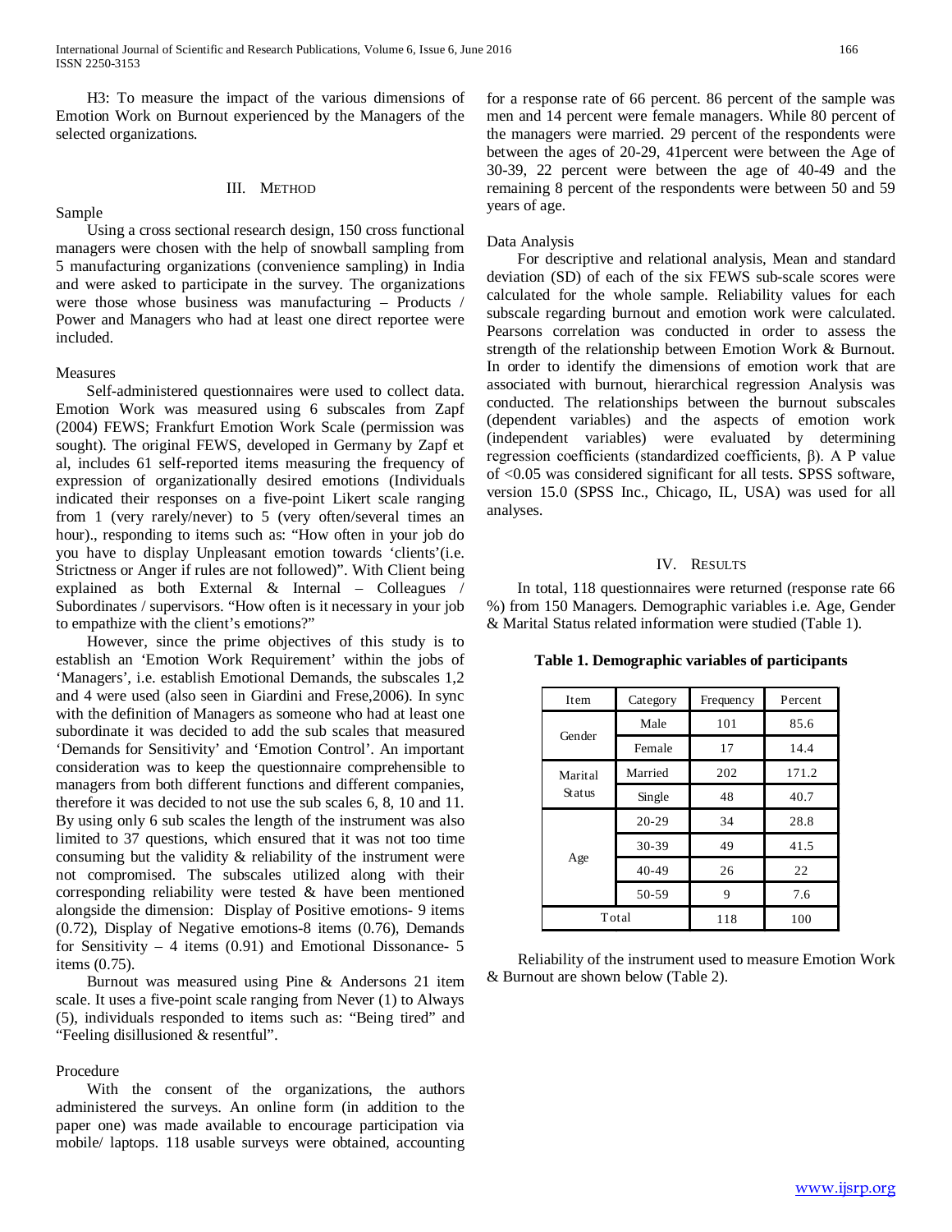H3: To measure the impact of the various dimensions of Emotion Work on Burnout experienced by the Managers of the selected organizations.

## III. Method

### Sample

Using a cross sectional research design, 150 cross functional managers were chosen with the help of snowball sampling from 5 manufacturing organizations (convenience sampling) in India and were asked to participate in the survey. The organizations were those whose business was manufacturing – Products / Power and Managers who had at least one direct reportee were included.

### Measures

Self-administered questionnaires were used to collect data. Emotion Work was measured using 6 subscales from Zapf (2004) FEWS; Frankfurt Emotion Work Scale (permission was sought). The original FEWS, developed in Germany by Zapf et al, includes 61 self-reported items measuring the frequency of expression of organizationally desired emotions (Individuals indicated their responses on a five-point Likert scale ranging from 1 (very rarely/never) to 5 (very often/several times an hour)., responding to items such as: "How often in your job do you have to display Unpleasant emotion towards 'clients'(i.e. Strictness or Anger if rules are not followed)". With Client being explained as both External & Internal – Colleagues / Subordinates / supervisors. "How often is it necessary in your job to empathize with the client's emotions?"

However, since the prime objectives of this study is to establish an 'Emotion Work Requirement' within the jobs of 'Managers', i.e. establish Emotional Demands, the subscales 1,2 and 4 were used (also seen in Giardini and Frese,2006). In sync with the definition of Managers as someone who had at least one subordinate it was decided to add the sub scales that measured 'Demands for Sensitivity' and 'Emotion Control'. An important consideration was to keep the questionnaire comprehensible to managers from both different functions and different companies, therefore it was decided to not use the sub scales 6, 8, 10 and 11. By using only 6 sub scales the length of the instrument was also limited to 37 questions, which ensured that it was not too time consuming but the validity & reliability of the instrument were not compromised. The subscales utilized along with their corresponding reliability were tested & have been mentioned alongside the dimension: Display of Positive emotions- 9 items (0.72), Display of Negative emotions-8 items (0.76), Demands for Sensitivity – 4 items (0.91) and Emotional Dissonance- 5 items (0.75).

Burnout was measured using Pine & Andersons 21 item scale. It uses a five-point scale ranging from Never (1) to Always (5), individuals responded to items such as: "Being tired" and "Feeling disillusioned & resentful".

### Procedure

With the consent of the organizations, the authors administered the surveys. An online form (in addition to the paper one) was made available to encourage participation via mobile/ laptops. 118 usable surveys were obtained, accounting for a response rate of 66 percent. 86 percent of the sample was men and 14 percent were female managers. While 80 percent of the managers were married. 29 percent of the respondents were between the ages of 20-29, 41percent were between the Age of 30-39, 22 percent were between the age of 40-49 and the remaining 8 percent of the respondents were between 50 and 59 years of age.

### Data Analysis

For descriptive and relational analysis, Mean and standard deviation (SD) of each of the six FEWS sub-scale scores were calculated for the whole sample. Reliability values for each subscale regarding burnout and emotion work were calculated. Pearsons correlation was conducted in order to assess the strength of the relationship between Emotion Work & Burnout. In order to identify the dimensions of emotion work that are associated with burnout, hierarchical regression Analysis was conducted. The relationships between the burnout subscales (dependent variables) and the aspects of emotion work (independent variables) were evaluated by determining regression coefficients (standardized coefficients, β). A P value of <0.05 was considered significant for all tests. SPSS software, version 15.0 (SPSS Inc., Chicago, IL, USA) was used for all analyses.

## IV. Results

In total, 118 questionnaires were returned (response rate 66 %) from 150 Managers. Demographic variables i.e. Age, Gender & Marital Status related information were studied (Table 1).

**Table 1. Demographic variables of participants**

| Item | Category | Frequency | Percent |
|---|---|---|---|
| Gender | Male | 101 | 85.6 |
| | Female | 17 | 14.4 |
| Marital Status | Married | 202 | 171.2 |
| | Single | 48 | 40.7 |
| Age | 20-29 | 34 | 28.8 |
| | 30-39 | 49 | 41.5 |
| | 40-49 | 26 | 22 |
| | 50-59 | 9 | 7.6 |
| Total | | 118 | 100 |

Reliability of the instrument used to measure Emotion Work & Burnout are shown below (Table 2).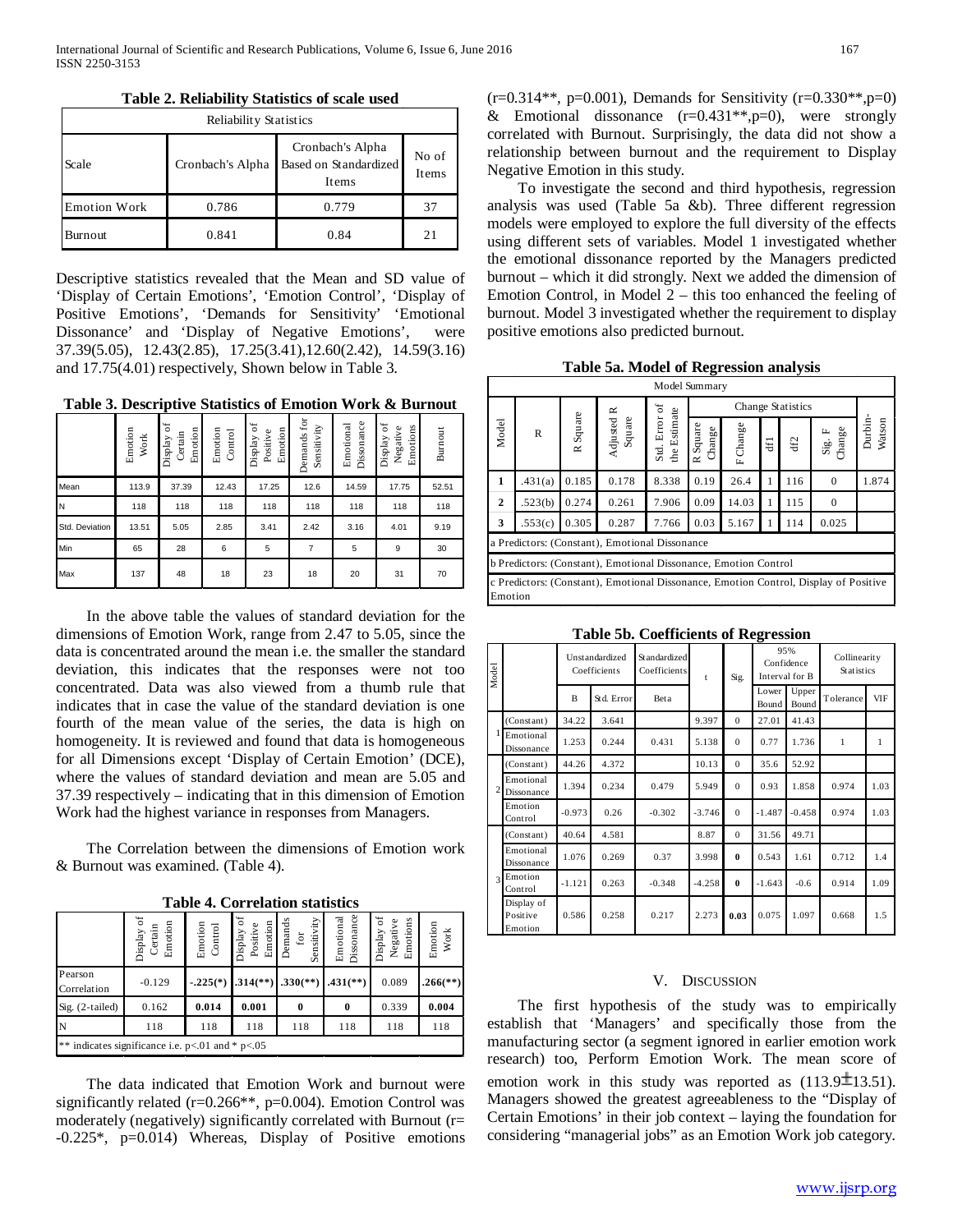**Table 2. Reliability Statistics of scale used**

| Reliability Statistics | | | |
|---|---|---|---|
| Scale | Cronbach's Alpha | Cronbach's Alpha Based on Standardized Items | No of Items |
| Emotion Work | 0.786 | 0.779 | 37 |
| Burnout | 0.841 | 0.84 | 21 |

Descriptive statistics revealed that the Mean and SD value of 'Display of Certain Emotions', 'Emotion Control', 'Display of Positive Emotions', 'Demands for Sensitivity' 'Emotional Dissonance' and 'Display of Negative Emotions', were 37.39(5.05), 12.43(2.85), 17.25(3.41),12.60(2.42), 14.59(3.16) and 17.75(4.01) respectively, Shown below in Table 3.

**Table 3. Descriptive Statistics of Emotion Work & Burnout**

| | Emotion Work | Display of Certain Emotion | Emotion Control | Display of Positive Emotion | Demands for Sensitivity | Emotional Dissonance | Display of Negative Emotions | Burnout |
|---|---|---|---|---|---|---|---|---|
| Mean | 113.9 | 37.39 | 12.43 | 17.25 | 12.6 | 14.59 | 17.75 | 52.51 |
| N | 118 | 118 | 118 | 118 | 118 | 118 | 118 | 118 |
| Std. Deviation | 13.51 | 5.05 | 2.85 | 3.41 | 2.42 | 3.16 | 4.01 | 9.19 |
| Min | 65 | 28 | 6 | 5 | 7 | 5 | 9 | 30 |
| Max | 137 | 48 | 18 | 23 | 18 | 20 | 31 | 70 |

In the above table the values of standard deviation for the dimensions of Emotion Work, range from 2.47 to 5.05, since the data is concentrated around the mean i.e. the smaller the standard deviation, this indicates that the responses were not too concentrated. Data was also viewed from a thumb rule that indicates that in case the value of the standard deviation is one fourth of the mean value of the series, the data is high on homogeneity. It is reviewed and found that data is homogeneous for all Dimensions except 'Display of Certain Emotion' (DCE), where the values of standard deviation and mean are 5.05 and 37.39 respectively – indicating that in this dimension of Emotion Work had the highest variance in responses from Managers.

The Correlation between the dimensions of Emotion work & Burnout was examined. (Table 4).

**Table 4. Correlation statistics**

| | Display of Certain Emotion | Emotion Control | Display of Positive Emotion | Demands for Sensitivity | Emotional Dissonance | Display of Negative Emotions | Emotion Work |
|---|---|---|---|---|---|---|---|
| Pearson Correlation | -0.129 | **-.225(*)** | **.314(\*\*)** | **.330(\*\*)** | **.431(\*\*)** | 0.089 | **.266(\*\*)** |
| Sig. (2-tailed) | 0.162 | **0.014** | **0.001** | **0** | **0** | 0.339 | **0.004** |
| N | 118 | 118 | 118 | 118 | 118 | 118 | 118 |
| ** indicates significance i.e. p<.01 and * p<.05 | | | | | | | |

The data indicated that Emotion Work and burnout were significantly related (r=0.266**, p=0.004). Emotion Control was moderately (negatively) significantly correlated with Burnout (r= -0.225*, p=0.014) Whereas, Display of Positive emotions (r=0.314**, p=0.001), Demands for Sensitivity (r=0.330**,p=0) & Emotional dissonance (r=0.431**,p=0), were strongly correlated with Burnout. Surprisingly, the data did not show a relationship between burnout and the requirement to Display Negative Emotion in this study.

To investigate the second and third hypothesis, regression analysis was used (Table 5a &b). Three different regression models were employed to explore the full diversity of the effects using different sets of variables. Model 1 investigated whether the emotional dissonance reported by the Managers predicted burnout – which it did strongly. Next we added the dimension of Emotion Control, in Model 2 – this too enhanced the feeling of burnout. Model 3 investigated whether the requirement to display positive emotions also predicted burnout.

**Table 5a. Model of Regression analysis**

| Model Summary | | | | | | | | | | |
|---|---|---|---|---|---|---|---|---|---|---|
| Model | R | R Square | Adjusted R Square | Std. Error of the Estimate | Change Statistics | | | | | Durbin-Watson |
| | | | | | R Square Change | F Change | df1 | df2 | Sig. F Change | |
| **1** | .431(a) | 0.185 | 0.178 | 8.338 | 0.19 | 26.4 | 1 | 116 | 0 | 1.874 |
| **2** | .523(b) | 0.274 | 0.261 | 7.906 | 0.09 | 14.03 | 1 | 115 | 0 | |
| **3** | .553(c) | 0.305 | 0.287 | 7.766 | 0.03 | 5.167 | 1 | 114 | 0.025 | |

a Predictors: (Constant), Emotional Dissonance

b Predictors: (Constant), Emotional Dissonance, Emotion Control

c Predictors: (Constant), Emotional Dissonance, Emotion Control, Display of Positive Emotion

**Table 5b. Coefficients of Regression**

| Model | | Unstandardized Coefficients | | Standardized Coefficients | t | Sig. | 95% Confidence Interval for B | | Collinearity Statistics | |
|---|---|---|---|---|---|---|---|---|---|---|
| | | B | Std. Error | Beta | | | Lower Bound | Upper Bound | Tolerance | VIF |
| 1 | (Constant) | 34.22 | 3.641 | | 9.397 | 0 | 27.01 | 41.43 | | |
| | Emotional Dissonance | 1.253 | 0.244 | 0.431 | 5.138 | 0 | 0.77 | 1.736 | 1 | 1 |
| 2 | (Constant) | 44.26 | 4.372 | | 10.13 | 0 | 35.6 | 52.92 | | |
| | Emotional Dissonance | 1.394 | 0.234 | 0.479 | 5.949 | 0 | 0.93 | 1.858 | 0.974 | 1.03 |
| | Emotion Control | -0.973 | 0.26 | -0.302 | -3.746 | 0 | -1.487 | -0.458 | 0.974 | 1.03 |
| 3 | (Constant) | 40.64 | 4.581 | | 8.87 | 0 | 31.56 | 49.71 | | |
| | Emotional Dissonance | 1.076 | 0.269 | 0.37 | 3.998 | **0** | 0.543 | 1.61 | 0.712 | 1.4 |
| | Emotion Control | -1.121 | 0.263 | -0.348 | -4.258 | **0** | -1.643 | -0.6 | 0.914 | 1.09 |
| | Display of Positive Emotion | 0.586 | 0.258 | 0.217 | 2.273 | **0.03** | 0.075 | 1.097 | 0.668 | 1.5 |

## V. Discussion

The first hypothesis of the study was to empirically establish that 'Managers' and specifically those from the manufacturing sector (a segment ignored in earlier emotion work research) too, Perform Emotion Work. The mean score of emotion work in this study was reported as (113.9±13.51). Managers showed the greatest agreeableness to the "Display of Certain Emotions" in their job context – laying the foundation for considering "managerial jobs" as an Emotion Work job category.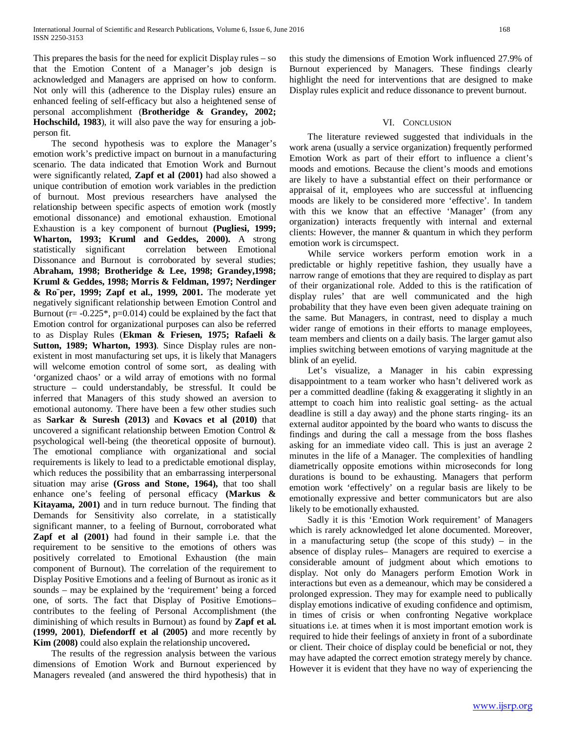This prepares the basis for the need for explicit Display rules – so that the Emotion Content of a Manager's job design is acknowledged and Managers are apprised on how to conform. Not only will this (adherence to the Display rules) ensure an enhanced feeling of self-efficacy but also a heightened sense of personal accomplishment (**Brotheridge & Grandey, 2002; Hochschild, 1983**), it will also pave the way for ensuring a job-person fit.

The second hypothesis was to explore the Manager's emotion work's predictive impact on burnout in a manufacturing scenario. The data indicated that Emotion Work and Burnout were significantly related, **Zapf et al (2001)** had also showed a unique contribution of emotion work variables in the prediction of burnout. Most previous researchers have analysed the relationship between specific aspects of emotion work (mostly emotional dissonance) and emotional exhaustion. Emotional Exhaustion is a key component of burnout **(Pugliesi, 1999; Wharton, 1993; Kruml and Geddes, 2000).** A strong statistically significant correlation between Emotional Dissonance and Burnout is corroborated by several studies; **Abraham, 1998; Brotheridge & Lee, 1998; Grandey,1998; Kruml & Geddes, 1998; Morris & Feldman, 1997; Nerdinger & Ro¨per, 1999; Zapf et al., 1999, 2001.** The moderate yet negatively significant relationship between Emotion Control and Burnout (r= -0.225*, p=0.014) could be explained by the fact that Emotion control for organizational purposes can also be referred to as Display Rules (**Ekman & Friesen, 1975; Rafaeli & Sutton, 1989; Wharton, 1993)**. Since Display rules are non-existent in most manufacturing set ups, it is likely that Managers will welcome emotion control of some sort, as dealing with 'organized chaos' or a wild array of emotions with no formal structure – could understandably, be stressful. It could be inferred that Managers of this study showed an aversion to emotional autonomy. There have been a few other studies such as **Sarkar & Suresh (2013)** and **Kovacs et al (2010)** that uncovered a significant relationship between Emotion Control & psychological well-being (the theoretical opposite of burnout). The emotional compliance with organizational and social requirements is likely to lead to a predictable emotional display, which reduces the possibility that an embarrassing interpersonal situation may arise **(Gross and Stone, 1964),** that too shall enhance one's feeling of personal efficacy **(Markus & Kitayama, 2001)** and in turn reduce burnout. The finding that Demands for Sensitivity also correlate, in a statistically significant manner, to a feeling of Burnout, corroborated what **Zapf et al (2001)** had found in their sample i.e. that the requirement to be sensitive to the emotions of others was positively correlated to Emotional Exhaustion (the main component of Burnout). The correlation of the requirement to Display Positive Emotions and a feeling of Burnout as ironic as it sounds – may be explained by the 'requirement' being a forced one, of sorts. The fact that Display of Positive Emotions– contributes to the feeling of Personal Accomplishment (the diminishing of which results in Burnout) as found by **Zapf et al. (1999, 2001)**, **Diefendorff et al (2005)** and more recently by **Kim (2008)** could also explain the relationship uncovered**.**

The results of the regression analysis between the various dimensions of Emotion Work and Burnout experienced by Managers revealed (and answered the third hypothesis) that in this study the dimensions of Emotion Work influenced 27.9% of Burnout experienced by Managers. These findings clearly highlight the need for interventions that are designed to make Display rules explicit and reduce dissonance to prevent burnout.

## VI. Conclusion

The literature reviewed suggested that individuals in the work arena (usually a service organization) frequently performed Emotion Work as part of their effort to influence a client's moods and emotions. Because the client's moods and emotions are likely to have a substantial effect on their performance or appraisal of it, employees who are successful at influencing moods are likely to be considered more 'effective'. In tandem with this we know that an effective 'Manager' (from any organization) interacts frequently with internal and external clients: However, the manner & quantum in which they perform emotion work is circumspect.

While service workers perform emotion work in a predictable or highly repetitive fashion, they usually have a narrow range of emotions that they are required to display as part of their organizational role. Added to this is the ratification of display rules' that are well communicated and the high probability that they have even been given adequate training on the same. But Managers, in contrast, need to display a much wider range of emotions in their efforts to manage employees, team members and clients on a daily basis. The larger gamut also implies switching between emotions of varying magnitude at the blink of an eyelid.

Let's visualize, a Manager in his cabin expressing disappointment to a team worker who hasn't delivered work as per a committed deadline (faking & exaggerating it slightly in an attempt to coach him into realistic goal setting- as the actual deadline is still a day away) and the phone starts ringing- its an external auditor appointed by the board who wants to discuss the findings and during the call a message from the boss flashes asking for an immediate video call. This is just an average 2 minutes in the life of a Manager. The complexities of handling diametrically opposite emotions within microseconds for long durations is bound to be exhausting. Managers that perform emotion work 'effectively' on a regular basis are likely to be emotionally expressive and better communicators but are also likely to be emotionally exhausted.

Sadly it is this 'Emotion Work requirement' of Managers which is rarely acknowledged let alone documented. Moreover, in a manufacturing setup (the scope of this study) – in the absence of display rules– Managers are required to exercise a considerable amount of judgment about which emotions to display. Not only do Managers perform Emotion Work in interactions but even as a demeanour, which may be considered a prolonged expression. They may for example need to publically display emotions indicative of exuding confidence and optimism, in times of crisis or when confronting Negative workplace situations i.e. at times when it is most important emotion work is required to hide their feelings of anxiety in front of a subordinate or client. Their choice of display could be beneficial or not, they may have adapted the correct emotion strategy merely by chance. However it is evident that they have no way of experiencing the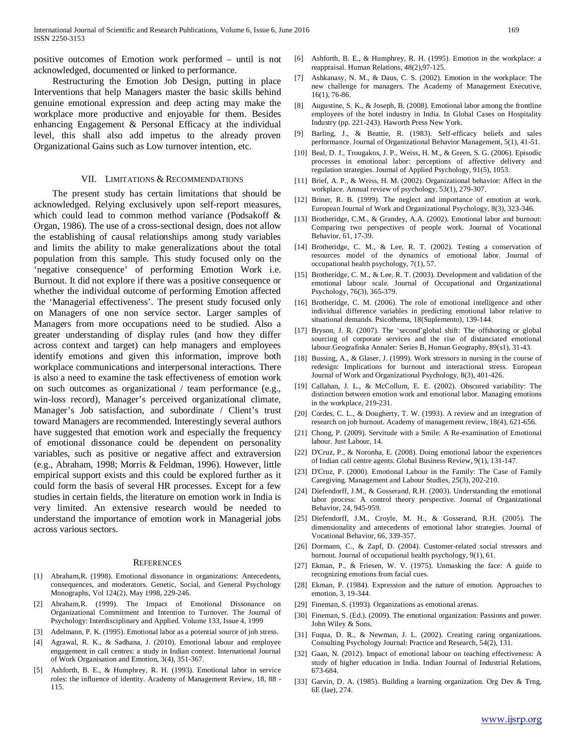positive outcomes of Emotion work performed – until is not acknowledged, documented or linked to performance.

Restructuring the Emotion Job Design, putting in place Interventions that help Managers master the basic skills behind genuine emotional expression and deep acting may make the workplace more productive and enjoyable for them. Besides enhancing Engagement & Personal Efficacy at the individual level, this shall also add impetus to the already proven Organizational Gains such as Low turnover intention, etc.

## VII. Limitations & Recommendations

The present study has certain limitations that should be acknowledged. Relying exclusively upon self-report measures, which could lead to common method variance (Podsakoff & Organ, 1986). The use of a cross-sectional design, does not allow the establishing of causal relationships among study variables and limits the ability to make generalizations about the total population from this sample. This study focused only on the 'negative consequence' of performing Emotion Work i.e. Burnout. It did not explore if there was a positive consequence or whether the individual outcome of performing Emotion affected the 'Managerial effectiveness'. The present study focused only on Managers of one non service sector. Larger samples of Managers from more occupations need to be studied. Also a greater understanding of display rules (and how they differ across context and target) can help managers and employees identify emotions and given this information, improve both workplace communications and interpersonal interactions. There is also a need to examine the task effectiveness of emotion work on such outcomes as organizational / team performance (e.g., win-loss record), Manager's perceived organizational climate, Manager's Job satisfaction, and subordinate / Client's trust toward Managers are recommended. Interestingly several authors have suggested that emotion work and especially the frequency of emotional dissonance could be dependent on personality variables, such as positive or negative affect and extraversion (e.g., Abraham, 1998; Morris & Feldman, 1996). However, little empirical support exists and this could be explored further as it could form the basis of several HR processes. Except for a few studies in certain fields, the literature on emotion work in India is very limited. An extensive research would be needed to understand the importance of emotion work in Managerial jobs across various sectors.

## References

[1] Abraham,R. (1998). Emotional dissonance in organizations: Antecedents, consequences, and moderators. Genetic, Social, and General Psychology Monographs, Vol 124(2), May 1998, 229-246.

[2] Abraham,R. (1999). The Impact of Emotional Dissonance on Organizational Commitment and Intention to Turnover. The Journal of Psychology: Interdisciplinary and Applied. Volume 133, Issue 4, 1999

[3] Adelmann, P. K. (1995). Emotional labor as a potential source of job stress.

[4] Agrawal, R. K., & Sadhana, J. (2010). Emotional labour and employee engagement in call centres: a study in Indian context. International Journal of Work Organisation and Emotion, 3(4), 351-367.

[5] Ashforth, B. E., & Humphrey, R. H. (1993). Emotional labor in service roles: the influence of identity. Academy of Management Review, 18, 88 - 115.

[6] Ashforth, B. E., & Humphrey, R. H. (1995). Emotion in the workplace: a reappraisal. Human Relations, 48(2),97-125.

[7] Ashkanasy, N. M., & Daus, C. S. (2002). Emotion in the workplace: The new challenge for managers. The Academy of Management Executive, 16(1), 76-86.

[8] Augustine, S. K., & Joseph, B. (2008). Emotional labor among the frontline employees of the hotel industry in India. In Global Cases on Hospitality Industry (pp. 221-243). Haworth Press New York.

[9] Barling, J., & Beattie, R. (1983). Self-efficacy beliefs and sales performance. Journal of Organizational Behavior Management, 5(1), 41-51.

[10] Beal, D. J., Trougakos, J. P., Weiss, H. M., & Green, S. G. (2006). Episodic processes in emotional labor: perceptions of affective delivery and regulation strategies. Journal of Applied Psychology, 91(5), 1053.

[11] Brief, A. P., & Weiss, H. M. (2002). Organizational behavior: Affect in the workplace. Annual review of psychology, 53(1), 279-307.

[12] Briner, R. B. (1999). The neglect and importance of emotion at work. European Journal of Work and Organizational Psychology, 8(3), 323-346.

[13] Brotheridge, C.M., & Grandey, A.A. (2002). Emotional labor and burnout: Comparing two perspectives of people work. Journal of Vocational Behavior, 61, 17-39.

[14] Brotheridge, C. M., & Lee, R. T. (2002). Testing a conservation of resources model of the dynamics of emotional labor. Journal of occupational health psychology, 7(1), 57.

[15] Brotheridge, C. M., & Lee, R. T. (2003). Development and validation of the emotional labour scale. Journal of Occupational and Organizational Psychology, 76(3), 365-379.

[16] Brotheridge, C. M. (2006). The role of emotional intelligence and other individual difference variables in predicting emotional labor relative to situational demands. Psicothema, 18(Suplemento), 139-144.

[17] Bryson, J. R. (2007). The 'second'global shift: The offshoring or global sourcing of corporate services and the rise of distanciated emotional labour.Geografiska Annaler: Series B, Human Geography, 89(s1), 31-43.

[18] Bussing, A., & Glaser, J. (1999). Work stressors in nursing in the course of redesign: Implications for burnout and interactional stress. European Journal of Work and Organizational Psychology, 8(3), 401-426.

[19] Callahan, J. L., & McCollum, E. E. (2002). Obscured variability: The distinction between emotion work and emotional labor. Managing emotions in the workplace, 219-231.

[20] Cordes, C. L., & Dougherty, T. W. (1993). A review and an integration of research on job burnout. Academy of management review, 18(4), 621-656.

[21] Chong, P. (2009). Servitude with a Smile: A Re-examination of Emotional labour. Just Labour, 14.

[22] D'Cruz, P., & Noronha, E. (2008). Doing emotional labour the experiences of Indian call centre agents. Global Business Review, 9(1), 131-147.

[23] D'Cruz, P. (2000). Emotional Labour in the Family: The Case of Family Caregiving. Management and Labour Studies, 25(3), 202-210.

[24] Diefendorff, J.M., & Gosserand, R.H. (2003). Understanding the emotional labor process: A control theory perspective. Journal of Organizational Behavior, 24, 945-959.

[25] Diefendorff, J.M., Croyle, M. H., & Gosserand, R.H. (2005). The dimensionality and antecedents of emotional labor strategies. Journal of Vocational Behavior, 66, 339-357.

[26] Dormann, C., & Zapf, D. (2004). Customer-related social stressors and burnout. Journal of occupational health psychology, 9(1), 61.

[27] Ekman, P., & Friesen, W. V. (1975). Unmasking the face: A guide to recognizing emotions from facial cues.

[28] Ekman, P. (1984). Expression and the nature of emotion. Approaches to emotion, 3, 19-344.

[29] Fineman, S. (1993). Organizations as emotional arenas.

[30] Fineman, S. (Ed.). (2009). The emotional organization: Passions and power. John Wiley & Sons.

[31] Fuqua, D. R., & Newman, J. L. (2002). Creating caring organizations. Consulting Psychology Journal: Practice and Research, 54(2), 131.

[32] Gaan, N. (2012). Impact of emotional labour on teaching effectiveness: A study of higher education in India. Indian Journal of Industrial Relations, 673-684.

[33] Garvin, D. A. (1985). Building a learning organization. Org Dev & Trng, 6E (Iae), 274.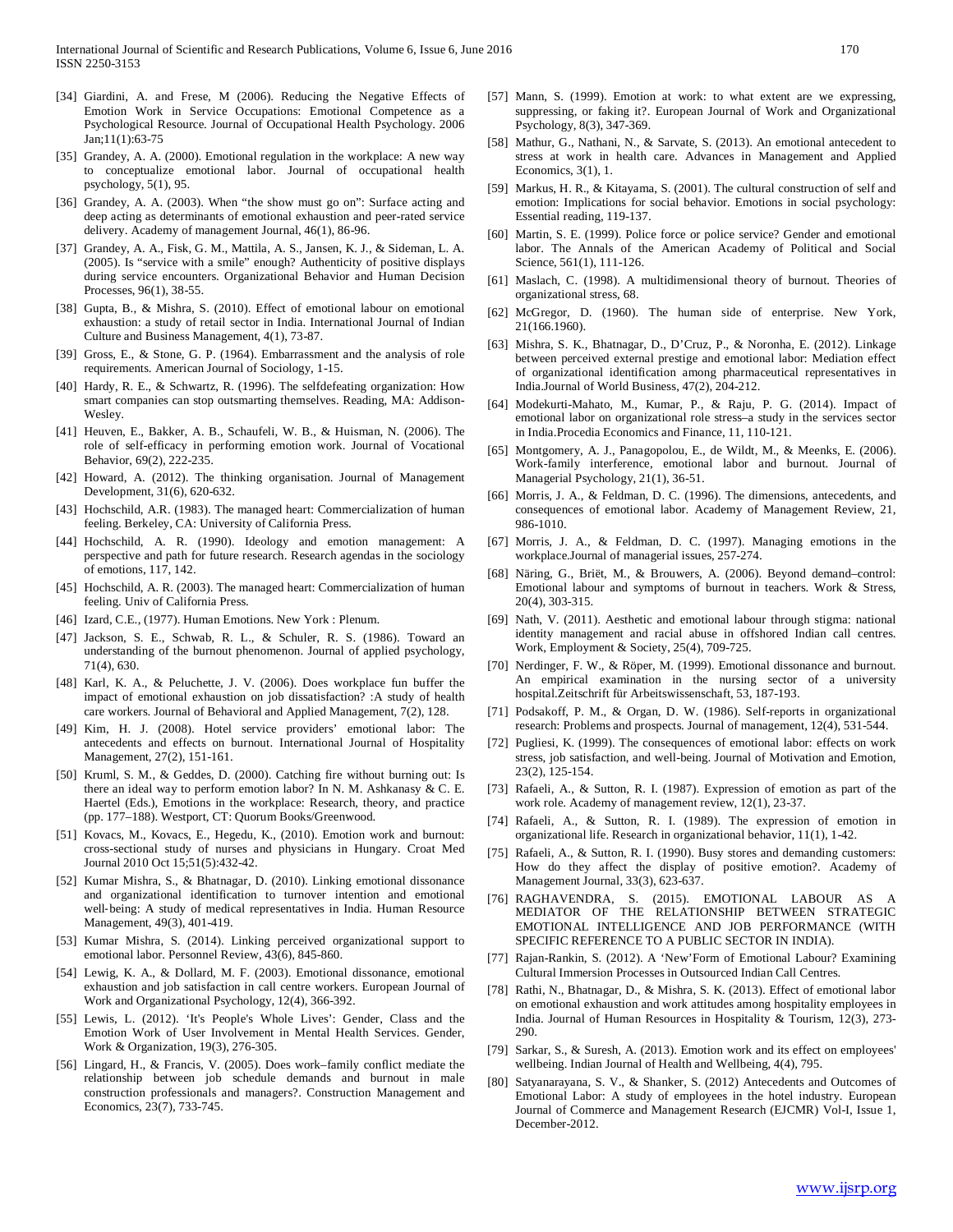[34] Giardini, A. and Frese, M (2006). Reducing the Negative Effects of Emotion Work in Service Occupations: Emotional Competence as a Psychological Resource. Journal of Occupational Health Psychology. 2006 Jan;11(1):63-75

[35] Grandey, A. A. (2000). Emotional regulation in the workplace: A new way to conceptualize emotional labor. Journal of occupational health psychology, 5(1), 95.

[36] Grandey, A. A. (2003). When "the show must go on": Surface acting and deep acting as determinants of emotional exhaustion and peer-rated service delivery. Academy of management Journal, 46(1), 86-96.

[37] Grandey, A. A., Fisk, G. M., Mattila, A. S., Jansen, K. J., & Sideman, L. A. (2005). Is "service with a smile" enough? Authenticity of positive displays during service encounters. Organizational Behavior and Human Decision Processes, 96(1), 38-55.

[38] Gupta, B., & Mishra, S. (2010). Effect of emotional labour on emotional exhaustion: a study of retail sector in India. International Journal of Indian Culture and Business Management, 4(1), 73-87.

[39] Gross, E., & Stone, G. P. (1964). Embarrassment and the analysis of role requirements. American Journal of Sociology, 1-15.

[40] Hardy, R. E., & Schwartz, R. (1996). The selfdefeating organization: How smart companies can stop outsmarting themselves. Reading, MA: Addison-Wesley.

[41] Heuven, E., Bakker, A. B., Schaufeli, W. B., & Huisman, N. (2006). The role of self-efficacy in performing emotion work. Journal of Vocational Behavior, 69(2), 222-235.

[42] Howard, A. (2012). The thinking organisation. Journal of Management Development, 31(6), 620-632.

[43] Hochschild, A.R. (1983). The managed heart: Commercialization of human feeling. Berkeley, CA: University of California Press.

[44] Hochschild, A. R. (1990). Ideology and emotion management: A perspective and path for future research. Research agendas in the sociology of emotions, 117, 142.

[45] Hochschild, A. R. (2003). The managed heart: Commercialization of human feeling. Univ of California Press.

[46] Izard, C.E., (1977). Human Emotions. New York : Plenum.

[47] Jackson, S. E., Schwab, R. L., & Schuler, R. S. (1986). Toward an understanding of the burnout phenomenon. Journal of applied psychology, 71(4), 630.

[48] Karl, K. A., & Peluchette, J. V. (2006). Does workplace fun buffer the impact of emotional exhaustion on job dissatisfaction? :A study of health care workers. Journal of Behavioral and Applied Management, 7(2), 128.

[49] Kim, H. J. (2008). Hotel service providers' emotional labor: The antecedents and effects on burnout. International Journal of Hospitality Management, 27(2), 151-161.

[50] Kruml, S. M., & Geddes, D. (2000). Catching fire without burning out: Is there an ideal way to perform emotion labor? In N. M. Ashkanasy & C. E. Haertel (Eds.), Emotions in the workplace: Research, theory, and practice (pp. 177–188). Westport, CT: Quorum Books/Greenwood.

[51] Kovacs, M., Kovacs, E., Hegedu, K., (2010). Emotion work and burnout: cross-sectional study of nurses and physicians in Hungary. Croat Med Journal 2010 Oct 15;51(5):432-42.

[52] Kumar Mishra, S., & Bhatnagar, D. (2010). Linking emotional dissonance and organizational identification to turnover intention and emotional well‐being: A study of medical representatives in India. Human Resource Management, 49(3), 401-419.

[53] Kumar Mishra, S. (2014). Linking perceived organizational support to emotional labor. Personnel Review, 43(6), 845-860.

[54] Lewig, K. A., & Dollard, M. F. (2003). Emotional dissonance, emotional exhaustion and job satisfaction in call centre workers. European Journal of Work and Organizational Psychology, 12(4), 366-392.

[55] Lewis, L. (2012). 'It's People's Whole Lives': Gender, Class and the Emotion Work of User Involvement in Mental Health Services. Gender, Work & Organization, 19(3), 276-305.

[56] Lingard, H., & Francis, V. (2005). Does work–family conflict mediate the relationship between job schedule demands and burnout in male construction professionals and managers?. Construction Management and Economics, 23(7), 733-745.

[57] Mann, S. (1999). Emotion at work: to what extent are we expressing, suppressing, or faking it?. European Journal of Work and Organizational Psychology, 8(3), 347-369.

[58] Mathur, G., Nathani, N., & Sarvate, S. (2013). An emotional antecedent to stress at work in health care. Advances in Management and Applied Economics, 3(1), 1.

[59] Markus, H. R., & Kitayama, S. (2001). The cultural construction of self and emotion: Implications for social behavior. Emotions in social psychology: Essential reading, 119-137.

[60] Martin, S. E. (1999). Police force or police service? Gender and emotional labor. The Annals of the American Academy of Political and Social Science, 561(1), 111-126.

[61] Maslach, C. (1998). A multidimensional theory of burnout. Theories of organizational stress, 68.

[62] McGregor, D. (1960). The human side of enterprise. New York, 21(166.1960).

[63] Mishra, S. K., Bhatnagar, D., D'Cruz, P., & Noronha, E. (2012). Linkage between perceived external prestige and emotional labor: Mediation effect of organizational identification among pharmaceutical representatives in India.Journal of World Business, 47(2), 204-212.

[64] Modekurti-Mahato, M., Kumar, P., & Raju, P. G. (2014). Impact of emotional labor on organizational role stress–a study in the services sector in India.Procedia Economics and Finance, 11, 110-121.

[65] Montgomery, A. J., Panagopolou, E., de Wildt, M., & Meenks, E. (2006). Work-family interference, emotional labor and burnout. Journal of Managerial Psychology, 21(1), 36-51.

[66] Morris, J. A., & Feldman, D. C. (1996). The dimensions, antecedents, and consequences of emotional labor. Academy of Management Review, 21, 986-1010.

[67] Morris, J. A., & Feldman, D. C. (1997). Managing emotions in the workplace.Journal of managerial issues, 257-274.

[68] Näring, G., Briët, M., & Brouwers, A. (2006). Beyond demand–control: Emotional labour and symptoms of burnout in teachers. Work & Stress, 20(4), 303-315.

[69] Nath, V. (2011). Aesthetic and emotional labour through stigma: national identity management and racial abuse in offshored Indian call centres. Work, Employment & Society, 25(4), 709-725.

[70] Nerdinger, F. W., & Röper, M. (1999). Emotional dissonance and burnout. An empirical examination in the nursing sector of a university hospital.Zeitschrift für Arbeitswissenschaft, 53, 187-193.

[71] Podsakoff, P. M., & Organ, D. W. (1986). Self-reports in organizational research: Problems and prospects. Journal of management, 12(4), 531-544.

[72] Pugliesi, K. (1999). The consequences of emotional labor: effects on work stress, job satisfaction, and well-being. Journal of Motivation and Emotion, 23(2), 125-154.

[73] Rafaeli, A., & Sutton, R. I. (1987). Expression of emotion as part of the work role. Academy of management review, 12(1), 23-37.

[74] Rafaeli, A., & Sutton, R. I. (1989). The expression of emotion in organizational life. Research in organizational behavior, 11(1), 1-42.

[75] Rafaeli, A., & Sutton, R. I. (1990). Busy stores and demanding customers: How do they affect the display of positive emotion?. Academy of Management Journal, 33(3), 623-637.

[76] RAGHAVENDRA, S. (2015). EMOTIONAL LABOUR AS A MEDIATOR OF THE RELATIONSHIP BETWEEN STRATEGIC EMOTIONAL INTELLIGENCE AND JOB PERFORMANCE (WITH SPECIFIC REFERENCE TO A PUBLIC SECTOR IN INDIA).

[77] Rajan-Rankin, S. (2012). A 'New'Form of Emotional Labour? Examining Cultural Immersion Processes in Outsourced Indian Call Centres.

[78] Rathi, N., Bhatnagar, D., & Mishra, S. K. (2013). Effect of emotional labor on emotional exhaustion and work attitudes among hospitality employees in India. Journal of Human Resources in Hospitality & Tourism, 12(3), 273-290.

[79] Sarkar, S., & Suresh, A. (2013). Emotion work and its effect on employees' wellbeing. Indian Journal of Health and Wellbeing, 4(4), 795.

[80] Satyanarayana, S. V., & Shanker, S. (2012) Antecedents and Outcomes of Emotional Labor: A study of employees in the hotel industry. European Journal of Commerce and Management Research (EJCMR) Vol-I, Issue 1, December-2012.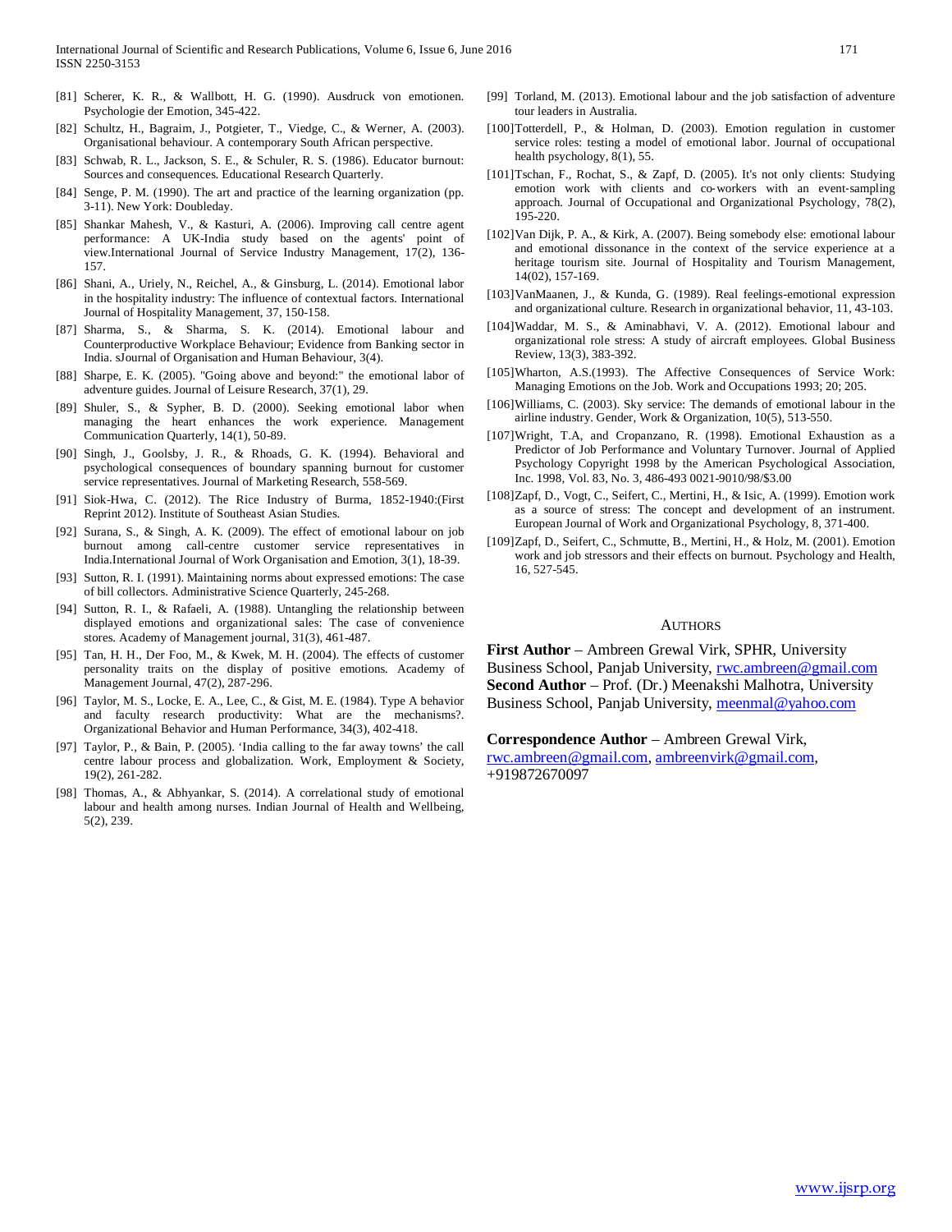[81] Scherer, K. R., & Wallbott, H. G. (1990). Ausdruck von emotionen. Psychologie der Emotion, 345-422.

[82] Schultz, H., Bagraim, J., Potgieter, T., Viedge, C., & Werner, A. (2003). Organisational behaviour. A contemporary South African perspective.

[83] Schwab, R. L., Jackson, S. E., & Schuler, R. S. (1986). Educator burnout: Sources and consequences. Educational Research Quarterly.

[84] Senge, P. M. (1990). The art and practice of the learning organization (pp. 3-11). New York: Doubleday.

[85] Shankar Mahesh, V., & Kasturi, A. (2006). Improving call centre agent performance: A UK-India study based on the agents' point of view.International Journal of Service Industry Management, 17(2), 136-157.

[86] Shani, A., Uriely, N., Reichel, A., & Ginsburg, L. (2014). Emotional labor in the hospitality industry: The influence of contextual factors. International Journal of Hospitality Management, 37, 150-158.

[87] Sharma, S., & Sharma, S. K. (2014). Emotional labour and Counterproductive Workplace Behaviour; Evidence from Banking sector in India. sJournal of Organisation and Human Behaviour, 3(4).

[88] Sharpe, E. K. (2005). "Going above and beyond:" the emotional labor of adventure guides. Journal of Leisure Research, 37(1), 29.

[89] Shuler, S., & Sypher, B. D. (2000). Seeking emotional labor when managing the heart enhances the work experience. Management Communication Quarterly, 14(1), 50-89.

[90] Singh, J., Goolsby, J. R., & Rhoads, G. K. (1994). Behavioral and psychological consequences of boundary spanning burnout for customer service representatives. Journal of Marketing Research, 558-569.

[91] Siok-Hwa, C. (2012). The Rice Industry of Burma, 1852-1940:(First Reprint 2012). Institute of Southeast Asian Studies.

[92] Surana, S., & Singh, A. K. (2009). The effect of emotional labour on job burnout among call-centre customer service representatives in India.International Journal of Work Organisation and Emotion, 3(1), 18-39.

[93] Sutton, R. I. (1991). Maintaining norms about expressed emotions: The case of bill collectors. Administrative Science Quarterly, 245-268.

[94] Sutton, R. I., & Rafaeli, A. (1988). Untangling the relationship between displayed emotions and organizational sales: The case of convenience stores. Academy of Management journal, 31(3), 461-487.

[95] Tan, H. H., Der Foo, M., & Kwek, M. H. (2004). The effects of customer personality traits on the display of positive emotions. Academy of Management Journal, 47(2), 287-296.

[96] Taylor, M. S., Locke, E. A., Lee, C., & Gist, M. E. (1984). Type A behavior and faculty research productivity: What are the mechanisms?. Organizational Behavior and Human Performance, 34(3), 402-418.

[97] Taylor, P., & Bain, P. (2005). 'India calling to the far away towns' the call centre labour process and globalization. Work, Employment & Society, 19(2), 261-282.

[98] Thomas, A., & Abhyankar, S. (2014). A correlational study of emotional labour and health among nurses. Indian Journal of Health and Wellbeing, 5(2), 239.

[99] Torland, M. (2013). Emotional labour and the job satisfaction of adventure tour leaders in Australia.

[100] Totterdell, P., & Holman, D. (2003). Emotion regulation in customer service roles: testing a model of emotional labor. Journal of occupational health psychology, 8(1), 55.

[101] Tschan, F., Rochat, S., & Zapf, D. (2005). It's not only clients: Studying emotion work with clients and co-workers with an event-sampling approach. Journal of Occupational and Organizational Psychology, 78(2), 195-220.

[102] Van Dijk, P. A., & Kirk, A. (2007). Being somebody else: emotional labour and emotional dissonance in the context of the service experience at a heritage tourism site. Journal of Hospitality and Tourism Management, 14(02), 157-169.

[103] VanMaanen, J., & Kunda, G. (1989). Real feelings-emotional expression and organizational culture. Research in organizational behavior, 11, 43-103.

[104] Waddar, M. S., & Aminabhavi, V. A. (2012). Emotional labour and organizational role stress: A study of aircraft employees. Global Business Review, 13(3), 383-392.

[105] Wharton, A.S.(1993). The Affective Consequences of Service Work: Managing Emotions on the Job. Work and Occupations 1993; 20; 205.

[106] Williams, C. (2003). Sky service: The demands of emotional labour in the airline industry. Gender, Work & Organization, 10(5), 513-550.

[107] Wright, T.A, and Cropanzano, R. (1998). Emotional Exhaustion as a Predictor of Job Performance and Voluntary Turnover. Journal of Applied Psychology Copyright 1998 by the American Psychological Association, Inc. 1998, Vol. 83, No. 3, 486-493 0021-9010/98/$3.00

[108] Zapf, D., Vogt, C., Seifert, C., Mertini, H., & Isic, A. (1999). Emotion work as a source of stress: The concept and development of an instrument. European Journal of Work and Organizational Psychology, 8, 371-400.

[109] Zapf, D., Seifert, C., Schmutte, B., Mertini, H., & Holz, M. (2001). Emotion work and job stressors and their effects on burnout. Psychology and Health, 16, 527-545.

## Authors

**First Author** – Ambreen Grewal Virk, SPHR, University Business School, Panjab University, rwc.ambreen@gmail.com
**Second Author** – Prof. (Dr.) Meenakshi Malhotra, University Business School, Panjab University, meenmal@yahoo.com

**Correspondence Author** – Ambreen Grewal Virk, rwc.ambreen@gmail.com, ambreenvirk@gmail.com, +919872670097